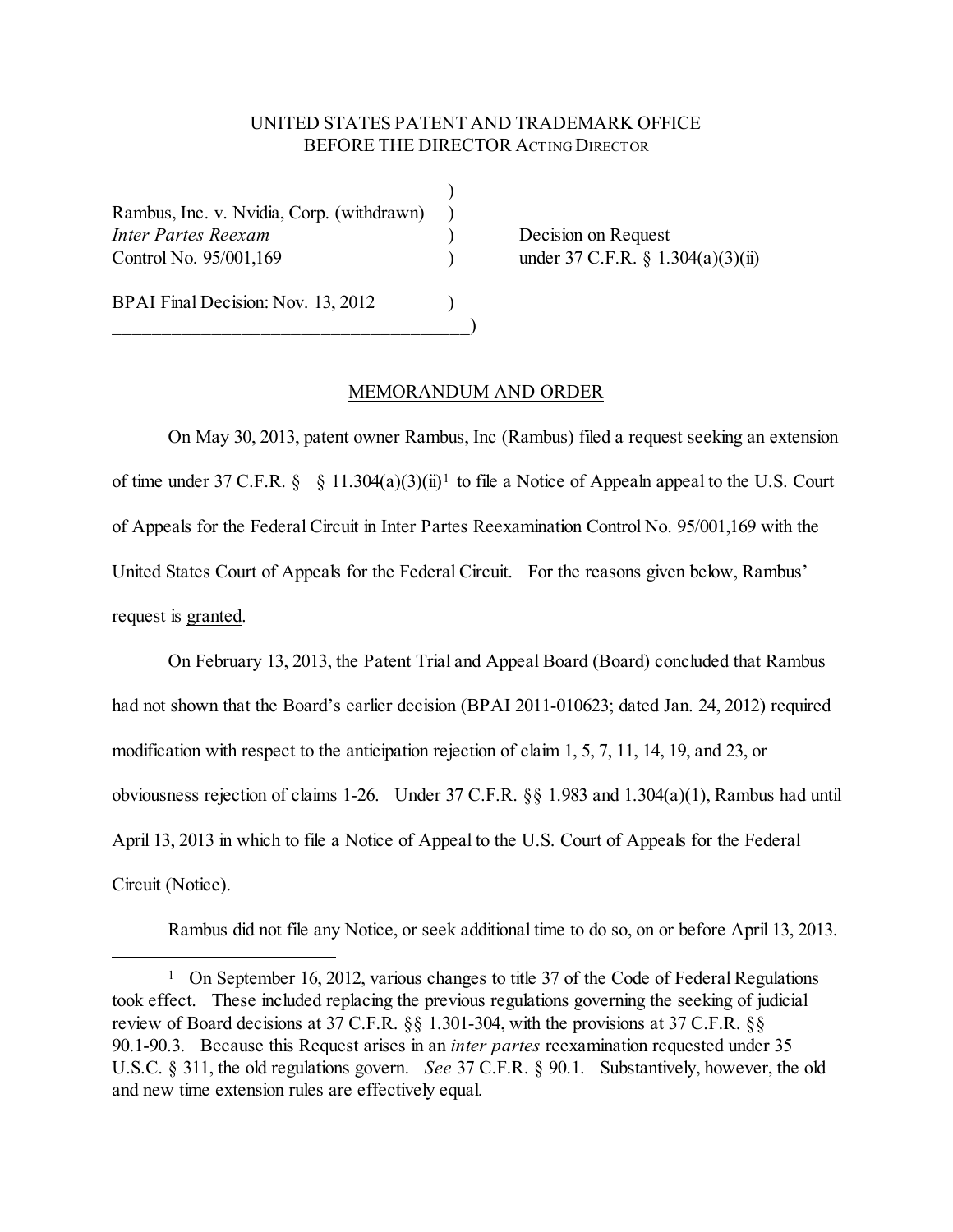UNITED STATES PATENT AND TRADEMARK OFFICE
BEFORE THE DIRECTOR ACTING DIRECTOR

| | | |
|---|---|---|
| Rambus, Inc. v. Nvidia, Corp. (withdrawn) *Inter Partes Reexam* Control No. 95/001,169 | ) | Decision on Request under 37 C.F.R. § 1.304(a)(3)(ii) |
| BPAI Final Decision: Nov. 13, 2012 | ) | |

MEMORANDUM AND ORDER

On May 30, 2013, patent owner Rambus, Inc (Rambus) filed a request seeking an extension of time under 37 C.F.R. § § 11.304(a)(3)(ii)[1] to file a Notice of Appealn appeal to the U.S. Court of Appeals for the Federal Circuit in Inter Partes Reexamination Control No. 95/001,169 with the United States Court of Appeals for the Federal Circuit. For the reasons given below, Rambus' request is granted.

On February 13, 2013, the Patent Trial and Appeal Board (Board) concluded that Rambus had not shown that the Board's earlier decision (BPAI 2011-010623; dated Jan. 24, 2012) required modification with respect to the anticipation rejection of claim 1, 5, 7, 11, 14, 19, and 23, or obviousness rejection of claims 1-26. Under 37 C.F.R. §§ 1.983 and 1.304(a)(1), Rambus had until April 13, 2013 in which to file a Notice of Appeal to the U.S. Court of Appeals for the Federal Circuit (Notice).

Rambus did not file any Notice, or seek additional time to do so, on or before April 13, 2013.

[1] On September 16, 2012, various changes to title 37 of the Code of Federal Regulations took effect. These included replacing the previous regulations governing the seeking of judicial review of Board decisions at 37 C.F.R. §§ 1.301-304, with the provisions at 37 C.F.R. §§ 90.1-90.3. Because this Request arises in an *inter partes* reexamination requested under 35 U.S.C. § 311, the old regulations govern. *See* 37 C.F.R. § 90.1. Substantively, however, the old and new time extension rules are effectively equal.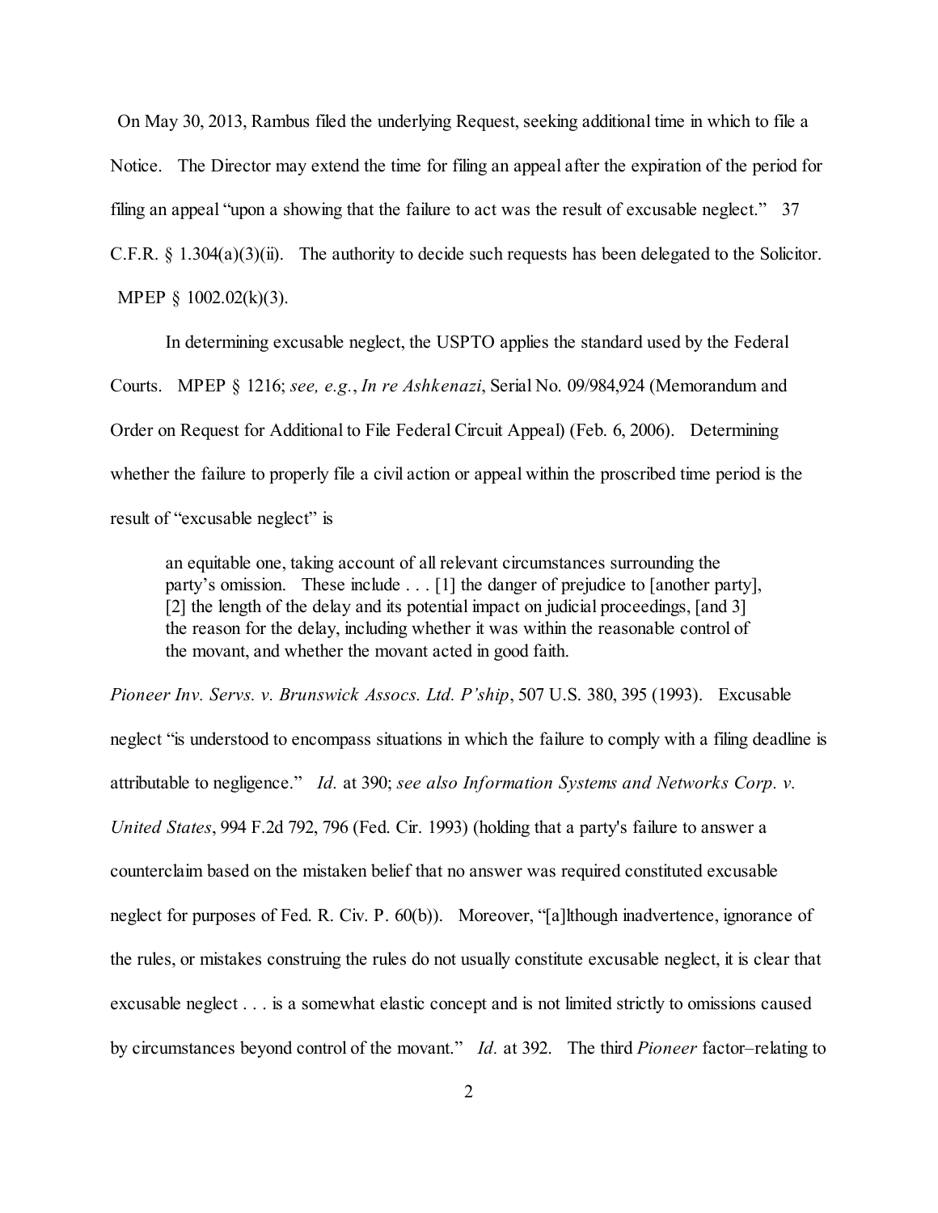On May 30, 2013, Rambus filed the underlying Request, seeking additional time in which to file a Notice. The Director may extend the time for filing an appeal after the expiration of the period for filing an appeal "upon a showing that the failure to act was the result of excusable neglect." 37 C.F.R. § 1.304(a)(3)(ii). The authority to decide such requests has been delegated to the Solicitor. MPEP § 1002.02(k)(3).

In determining excusable neglect, the USPTO applies the standard used by the Federal Courts. MPEP § 1216; *see, e.g.*, *In re Ashkenazi*, Serial No. 09/984,924 (Memorandum and Order on Request for Additional to File Federal Circuit Appeal) (Feb. 6, 2006). Determining whether the failure to properly file a civil action or appeal within the proscribed time period is the result of "excusable neglect" is

> an equitable one, taking account of all relevant circumstances surrounding the party's omission. These include . . . [1] the danger of prejudice to [another party], [2] the length of the delay and its potential impact on judicial proceedings, [and 3] the reason for the delay, including whether it was within the reasonable control of the movant, and whether the movant acted in good faith.

*Pioneer Inv. Servs. v. Brunswick Assocs. Ltd. P'ship*, 507 U.S. 380, 395 (1993). Excusable neglect "is understood to encompass situations in which the failure to comply with a filing deadline is attributable to negligence." *Id.* at 390; *see also Information Systems and Networks Corp. v. United States*, 994 F.2d 792, 796 (Fed. Cir. 1993) (holding that a party's failure to answer a counterclaim based on the mistaken belief that no answer was required constituted excusable neglect for purposes of Fed. R. Civ. P. 60(b)). Moreover, "[a]lthough inadvertence, ignorance of the rules, or mistakes construing the rules do not usually constitute excusable neglect, it is clear that excusable neglect . . . is a somewhat elastic concept and is not limited strictly to omissions caused by circumstances beyond control of the movant." *Id.* at 392. The third *Pioneer* factor–relating to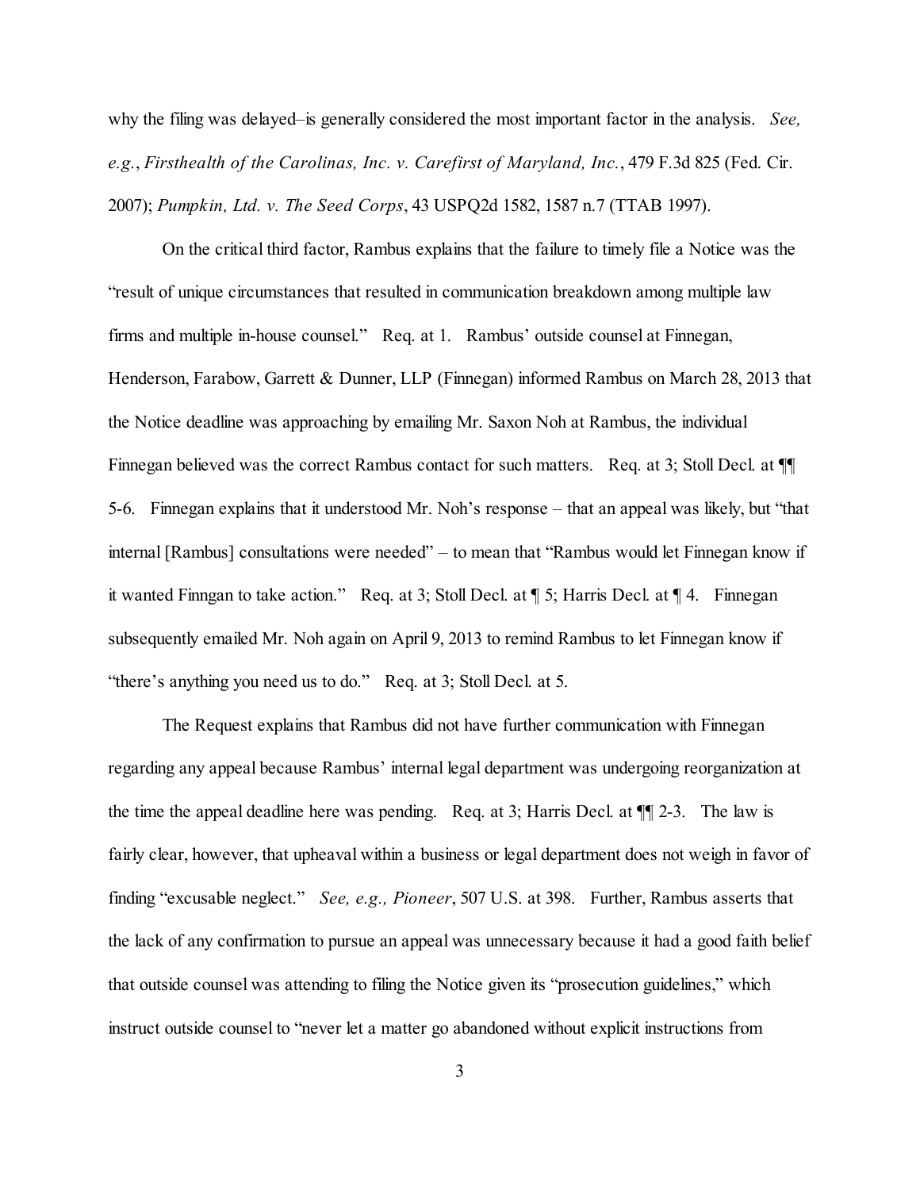why the filing was delayed–is generally considered the most important factor in the analysis. *See, e.g.*, *Firsthealth of the Carolinas, Inc. v. Carefirst of Maryland, Inc.*, 479 F.3d 825 (Fed. Cir. 2007); *Pumpkin, Ltd. v. The Seed Corps*, 43 USPQ2d 1582, 1587 n.7 (TTAB 1997).

On the critical third factor, Rambus explains that the failure to timely file a Notice was the "result of unique circumstances that resulted in communication breakdown among multiple law firms and multiple in-house counsel." Req. at 1. Rambus' outside counsel at Finnegan, Henderson, Farabow, Garrett & Dunner, LLP (Finnegan) informed Rambus on March 28, 2013 that the Notice deadline was approaching by emailing Mr. Saxon Noh at Rambus, the individual Finnegan believed was the correct Rambus contact for such matters. Req. at 3; Stoll Decl. at ¶¶ 5-6. Finnegan explains that it understood Mr. Noh's response – that an appeal was likely, but "that internal [Rambus] consultations were needed" – to mean that "Rambus would let Finnegan know if it wanted Finngan to take action." Req. at 3; Stoll Decl. at ¶ 5; Harris Decl. at ¶ 4. Finnegan subsequently emailed Mr. Noh again on April 9, 2013 to remind Rambus to let Finnegan know if "there's anything you need us to do." Req. at 3; Stoll Decl. at 5.

The Request explains that Rambus did not have further communication with Finnegan regarding any appeal because Rambus' internal legal department was undergoing reorganization at the time the appeal deadline here was pending. Req. at 3; Harris Decl. at ¶¶ 2-3. The law is fairly clear, however, that upheaval within a business or legal department does not weigh in favor of finding "excusable neglect." *See, e.g., Pioneer*, 507 U.S. at 398. Further, Rambus asserts that the lack of any confirmation to pursue an appeal was unnecessary because it had a good faith belief that outside counsel was attending to filing the Notice given its "prosecution guidelines," which instruct outside counsel to "never let a matter go abandoned without explicit instructions from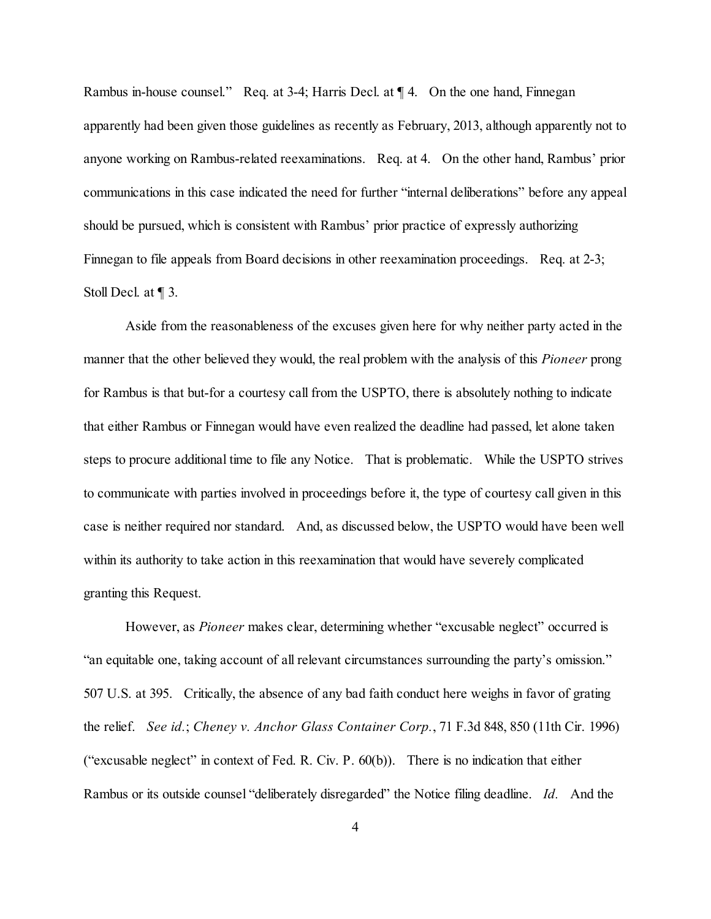Rambus in-house counsel." Req. at 3-4; Harris Decl. at ¶ 4. On the one hand, Finnegan apparently had been given those guidelines as recently as February, 2013, although apparently not to anyone working on Rambus-related reexaminations. Req. at 4. On the other hand, Rambus' prior communications in this case indicated the need for further "internal deliberations" before any appeal should be pursued, which is consistent with Rambus' prior practice of expressly authorizing Finnegan to file appeals from Board decisions in other reexamination proceedings. Req. at 2-3; Stoll Decl. at ¶ 3.

Aside from the reasonableness of the excuses given here for why neither party acted in the manner that the other believed they would, the real problem with the analysis of this *Pioneer* prong for Rambus is that but-for a courtesy call from the USPTO, there is absolutely nothing to indicate that either Rambus or Finnegan would have even realized the deadline had passed, let alone taken steps to procure additional time to file any Notice. That is problematic. While the USPTO strives to communicate with parties involved in proceedings before it, the type of courtesy call given in this case is neither required nor standard. And, as discussed below, the USPTO would have been well within its authority to take action in this reexamination that would have severely complicated granting this Request.

However, as *Pioneer* makes clear, determining whether "excusable neglect" occurred is "an equitable one, taking account of all relevant circumstances surrounding the party's omission." 507 U.S. at 395. Critically, the absence of any bad faith conduct here weighs in favor of grating the relief. *See id.*; *Cheney v. Anchor Glass Container Corp.*, 71 F.3d 848, 850 (11th Cir. 1996) ("excusable neglect" in context of Fed. R. Civ. P. 60(b)). There is no indication that either Rambus or its outside counsel "deliberately disregarded" the Notice filing deadline. *Id.* And the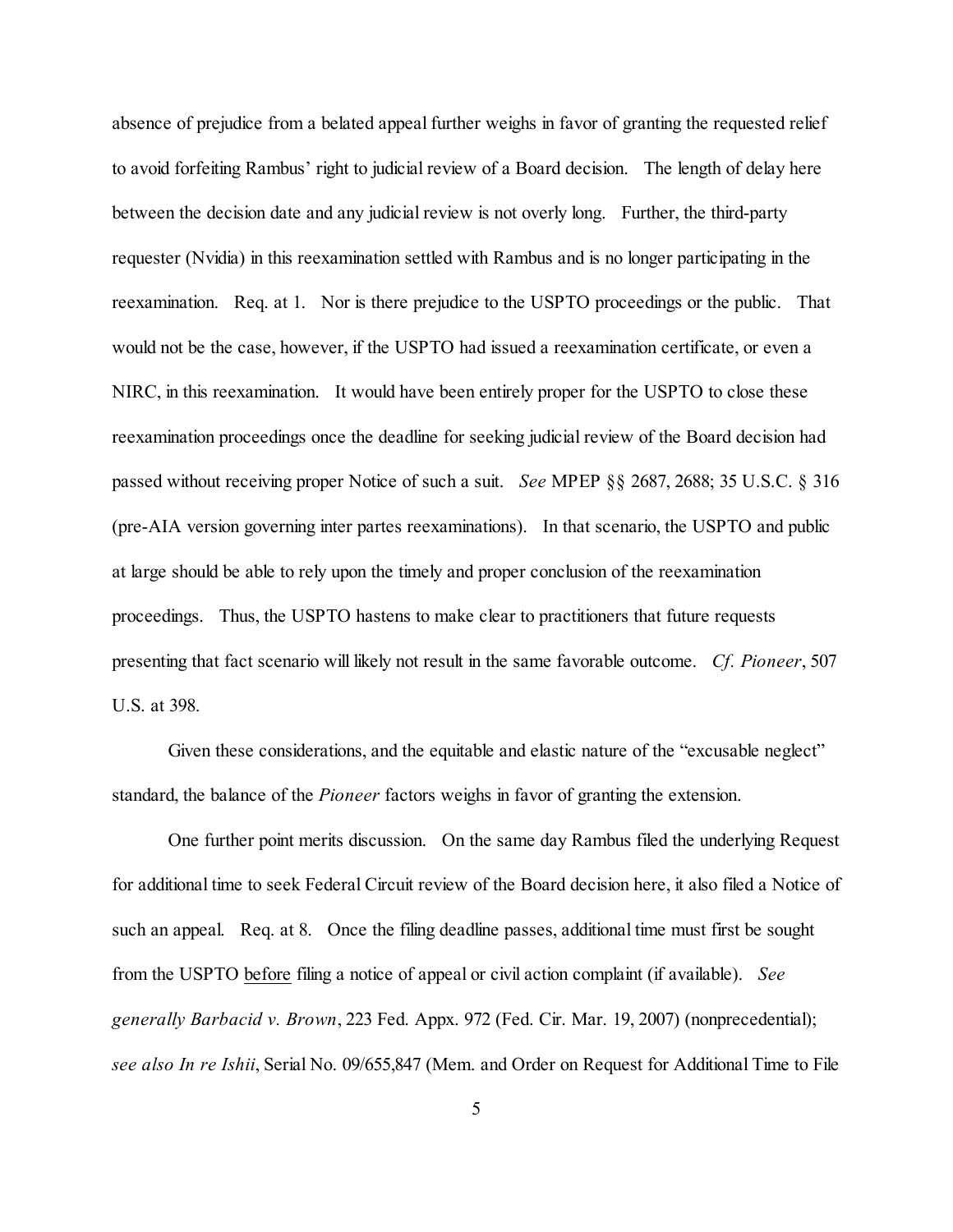absence of prejudice from a belated appeal further weighs in favor of granting the requested relief to avoid forfeiting Rambus' right to judicial review of a Board decision. The length of delay here between the decision date and any judicial review is not overly long. Further, the third-party requester (Nvidia) in this reexamination settled with Rambus and is no longer participating in the reexamination. Req. at 1. Nor is there prejudice to the USPTO proceedings or the public. That would not be the case, however, if the USPTO had issued a reexamination certificate, or even a NIRC, in this reexamination. It would have been entirely proper for the USPTO to close these reexamination proceedings once the deadline for seeking judicial review of the Board decision had passed without receiving proper Notice of such a suit. *See* MPEP §§ 2687, 2688; 35 U.S.C. § 316 (pre-AIA version governing inter partes reexaminations). In that scenario, the USPTO and public at large should be able to rely upon the timely and proper conclusion of the reexamination proceedings. Thus, the USPTO hastens to make clear to practitioners that future requests presenting that fact scenario will likely not result in the same favorable outcome. *Cf. Pioneer*, 507 U.S. at 398.

Given these considerations, and the equitable and elastic nature of the "excusable neglect" standard, the balance of the *Pioneer* factors weighs in favor of granting the extension.

One further point merits discussion. On the same day Rambus filed the underlying Request for additional time to seek Federal Circuit review of the Board decision here, it also filed a Notice of such an appeal. Req. at 8. Once the filing deadline passes, additional time must first be sought from the USPTO <u>before</u> filing a notice of appeal or civil action complaint (if available). *See generally Barbacid v. Brown*, 223 Fed. Appx. 972 (Fed. Cir. Mar. 19, 2007) (nonprecedential); *see also In re Ishii*, Serial No. 09/655,847 (Mem. and Order on Request for Additional Time to File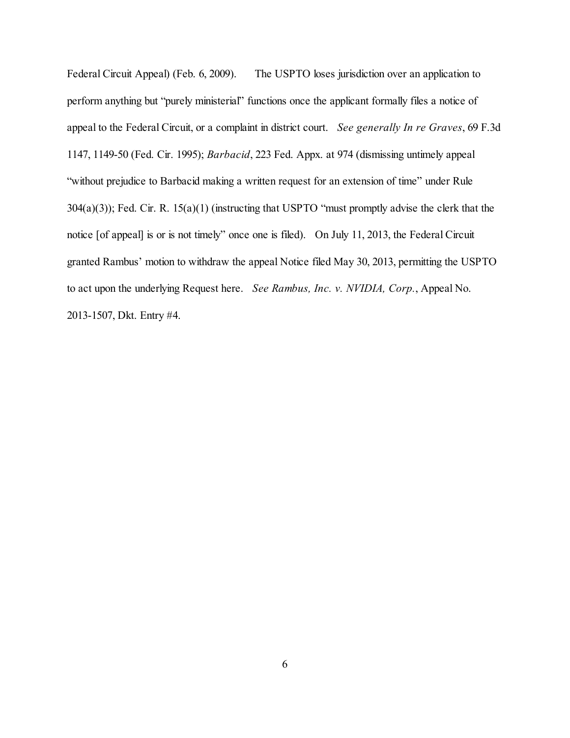Federal Circuit Appeal) (Feb. 6, 2009). The USPTO loses jurisdiction over an application to perform anything but "purely ministerial" functions once the applicant formally files a notice of appeal to the Federal Circuit, or a complaint in district court. *See generally In re Graves*, 69 F.3d 1147, 1149-50 (Fed. Cir. 1995); *Barbacid*, 223 Fed. Appx. at 974 (dismissing untimely appeal "without prejudice to Barbacid making a written request for an extension of time" under Rule 304(a)(3)); Fed. Cir. R. 15(a)(1) (instructing that USPTO "must promptly advise the clerk that the notice [of appeal] is or is not timely" once one is filed). On July 11, 2013, the Federal Circuit granted Rambus' motion to withdraw the appeal Notice filed May 30, 2013, permitting the USPTO to act upon the underlying Request here. *See Rambus, Inc. v. NVIDIA, Corp.*, Appeal No. 2013-1507, Dkt. Entry #4.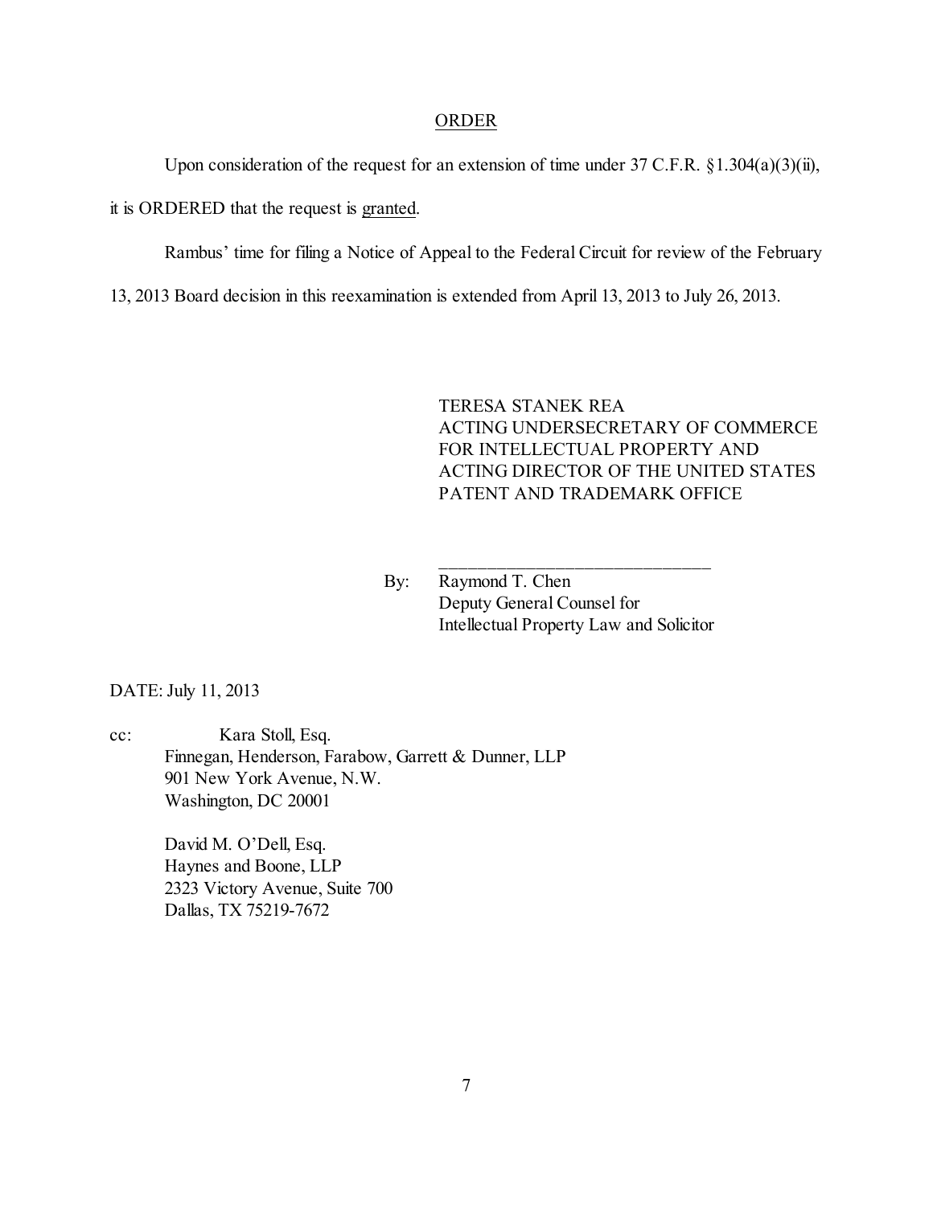## ORDER

Upon consideration of the request for an extension of time under 37 C.F.R. §1.304(a)(3)(ii), it is ORDERED that the request is granted.

Rambus' time for filing a Notice of Appeal to the Federal Circuit for review of the February 13, 2013 Board decision in this reexamination is extended from April 13, 2013 to July 26, 2013.

TERESA STANEK REA
ACTING UNDERSECRETARY OF COMMERCE
FOR INTELLECTUAL PROPERTY AND
ACTING DIRECTOR OF THE UNITED STATES
PATENT AND TRADEMARK OFFICE

By: ______________________________
Raymond T. Chen
Deputy General Counsel for
Intellectual Property Law and Solicitor

DATE: July 11, 2013

cc: Kara Stoll, Esq.
Finnegan, Henderson, Farabow, Garrett & Dunner, LLP
901 New York Avenue, N.W.
Washington, DC 20001

David M. O'Dell, Esq.
Haynes and Boone, LLP
2323 Victory Avenue, Suite 700
Dallas, TX 75219-7672